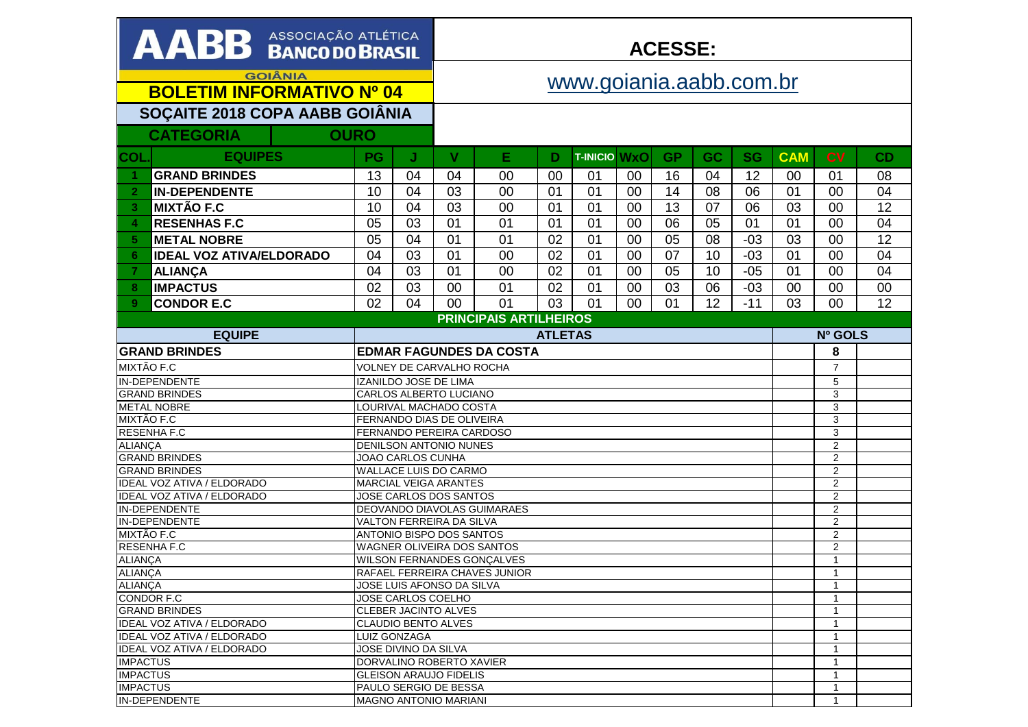# AABB ASSOCIAÇÃO ATLÉTICA BANCO DO BRASIL

GOIÂNIA

## BOLETIM INFORMATIVO Nº 04

**ACESSE:**

www.goiania.aabb.com.br

## SOÇAITE 2018 COPA AABB GOIÂNIA

**CATEGORIA** **OURO**

| COL. | EQUIPES | PG | J | V | E | D | T-INICIO | WxO | GP | GC | SG | CAM | CV | CD |
|---|---|---|---|---|---|---|---|---|---|---|---|---|---|---|
| 1 | GRAND BRINDES | 13 | 04 | 04 | 00 | 00 | 01 | 00 | 16 | 04 | 12 | 00 | 01 | 08 |
| 2 | IN-DEPENDENTE | 10 | 04 | 03 | 00 | 01 | 01 | 00 | 14 | 08 | 06 | 01 | 00 | 04 |
| 3 | MIXTÃO F.C | 10 | 04 | 03 | 00 | 01 | 01 | 00 | 13 | 07 | 06 | 03 | 00 | 12 |
| 4 | RESENHAS F.C | 05 | 03 | 01 | 01 | 01 | 01 | 00 | 06 | 05 | 01 | 01 | 00 | 04 |
| 5 | METAL NOBRE | 05 | 04 | 01 | 01 | 02 | 01 | 00 | 05 | 08 | -03 | 03 | 00 | 12 |
| 6 | IDEAL VOZ ATIVA/ELDORADO | 04 | 03 | 01 | 00 | 02 | 01 | 00 | 07 | 10 | -03 | 01 | 00 | 04 |
| 7 | ALIANÇA | 04 | 03 | 01 | 00 | 02 | 01 | 00 | 05 | 10 | -05 | 01 | 00 | 04 |
| 8 | IMPACTUS | 02 | 03 | 00 | 01 | 02 | 01 | 00 | 03 | 06 | -03 | 00 | 00 | 00 |
| 9 | CONDOR E.C | 02 | 04 | 00 | 01 | 03 | 01 | 00 | 01 | 12 | -11 | 03 | 00 | 12 |

### PRINCIPAIS ARTILHEIROS

| EQUIPE | ATLETAS | Nº GOLS |
|---|---|---|
| **GRAND BRINDES** | **EDMAR FAGUNDES DA COSTA** | **8** |
| MIXTÃO F.C | VOLNEY DE CARVALHO ROCHA | 7 |
| IN-DEPENDENTE | IZANILDO JOSE DE LIMA | 5 |
| GRAND BRINDES | CARLOS ALBERTO LUCIANO | 3 |
| METAL NOBRE | LOURIVAL MACHADO COSTA | 3 |
| MIXTÃO F.C | FERNANDO DIAS DE OLIVEIRA | 3 |
| RESENHA F.C | FERNANDO PEREIRA CARDOSO | 3 |
| ALIANÇA | DENILSON ANTONIO NUNES | 2 |
| GRAND BRINDES | JOAO CARLOS CUNHA | 2 |
| GRAND BRINDES | WALLACE LUIS DO CARMO | 2 |
| IDEAL VOZ ATIVA / ELDORADO | MARCIAL VEIGA ARANTES | 2 |
| IDEAL VOZ ATIVA / ELDORADO | JOSE CARLOS DOS SANTOS | 2 |
| IN-DEPENDENTE | DEOVANDO DIAVOLAS GUIMARAES | 2 |
| IN-DEPENDENTE | VALTON FERREIRA DA SILVA | 2 |
| MIXTÃO F.C | ANTONIO BISPO DOS SANTOS | 2 |
| RESENHA F.C | WAGNER OLIVEIRA DOS SANTOS | 2 |
| ALIANÇA | WILSON FERNANDES GONÇALVES | 1 |
| ALIANÇA | RAFAEL FERREIRA CHAVES JUNIOR | 1 |
| ALIANÇA | JOSE LUIS AFONSO DA SILVA | 1 |
| CONDOR F.C | JOSE CARLOS COELHO | 1 |
| GRAND BRINDES | CLEBER JACINTO ALVES | 1 |
| IDEAL VOZ ATIVA / ELDORADO | CLAUDIO BENTO ALVES | 1 |
| IDEAL VOZ ATIVA / ELDORADO | LUIZ GONZAGA | 1 |
| IDEAL VOZ ATIVA / ELDORADO | JOSE DIVINO DA SILVA | 1 |
| IMPACTUS | DORVALINO ROBERTO XAVIER | 1 |
| IMPACTUS | GLEISON ARAUJO FIDELIS | 1 |
| IMPACTUS | PAULO SERGIO DE BESSA | 1 |
| IN-DEPENDENTE | MAGNO ANTONIO MARIANI | 1 |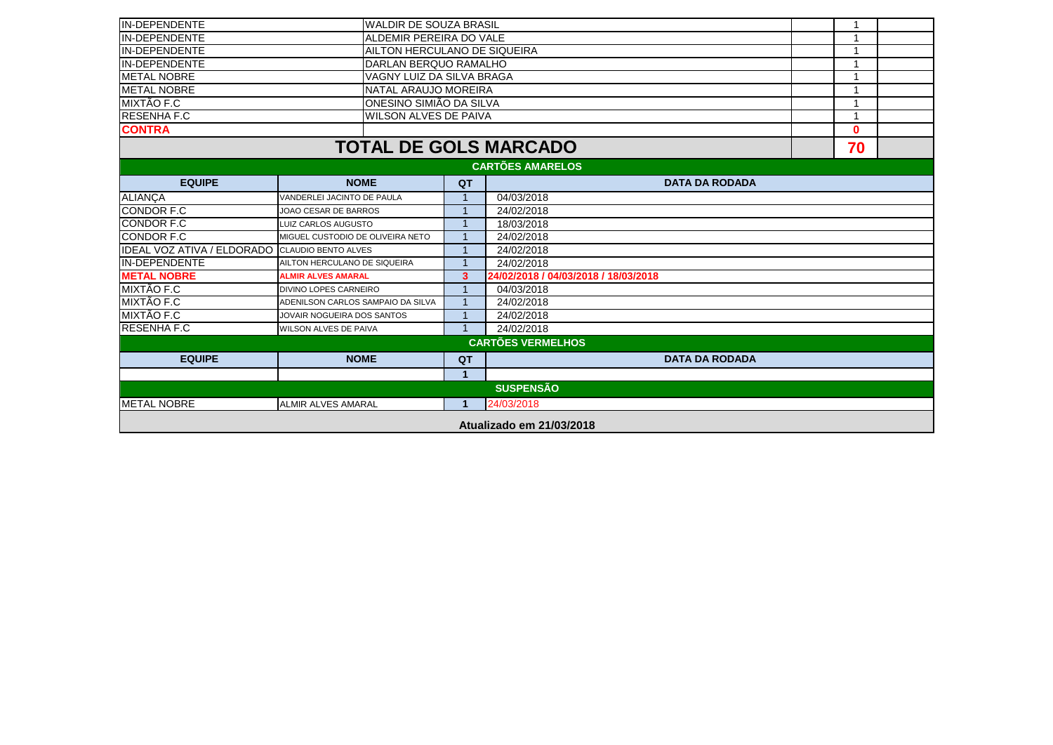| | | | | |
|---|---|---|---|---|
| IN-DEPENDENTE | WALDIR DE SOUZA BRASIL | | 1 | |
| IN-DEPENDENTE | ALDEMIR PEREIRA DO VALE | | 1 | |
| IN-DEPENDENTE | AILTON HERCULANO DE SIQUEIRA | | 1 | |
| IN-DEPENDENTE | DARLAN BERQUO RAMALHO | | 1 | |
| METAL NOBRE | VAGNY LUIZ DA SILVA BRAGA | | 1 | |
| METAL NOBRE | NATAL ARAUJO MOREIRA | | 1 | |
| MIXTÃO F.C | ONESINO SIMIÃO DA SILVA | | 1 | |
| RESENHA F.C | WILSON ALVES DE PAIVA | | 1 | |
| **CONTRA** | | | **0** | |
| **TOTAL DE GOLS MARCADO** | | | **70** | |

## CARTÕES AMARELOS

| EQUIPE | NOME | QT | DATA DA RODADA |
|---|---|---|---|
| ALIANÇA | VANDERLEI JACINTO DE PAULA | 1 | 04/03/2018 |
| CONDOR F.C | JOAO CESAR DE BARROS | 1 | 24/02/2018 |
| CONDOR F.C | LUIZ CARLOS AUGUSTO | 1 | 18/03/2018 |
| CONDOR F.C | MIGUEL CUSTODIO DE OLIVEIRA NETO | 1 | 24/02/2018 |
| IDEAL VOZ ATIVA / ELDORADO | CLAUDIO BENTO ALVES | 1 | 24/02/2018 |
| IN-DEPENDENTE | AILTON HERCULANO DE SIQUEIRA | 1 | 24/02/2018 |
| **METAL NOBRE** | **ALMIR ALVES AMARAL** | **3** | **24/02/2018 / 04/03/2018 / 18/03/2018** |
| MIXTÃO F.C | DIVINO LOPES CARNEIRO | 1 | 04/03/2018 |
| MIXTÃO F.C | ADENILSON CARLOS SAMPAIO DA SILVA | 1 | 24/02/2018 |
| MIXTÃO F.C | JOVAIR NOGUEIRA DOS SANTOS | 1 | 24/02/2018 |
| RESENHA F.C | WILSON ALVES DE PAIVA | 1 | 24/02/2018 |

## CARTÕES VERMELHOS

| EQUIPE | NOME | QT | DATA DA RODADA |
|---|---|---|---|
| | | 1 | |

## SUSPENSÃO

| | | | |
|---|---|---|---|
| METAL NOBRE | ALMIR ALVES AMARAL | 1 | 24/03/2018 |

**Atualizado em 21/03/2018**